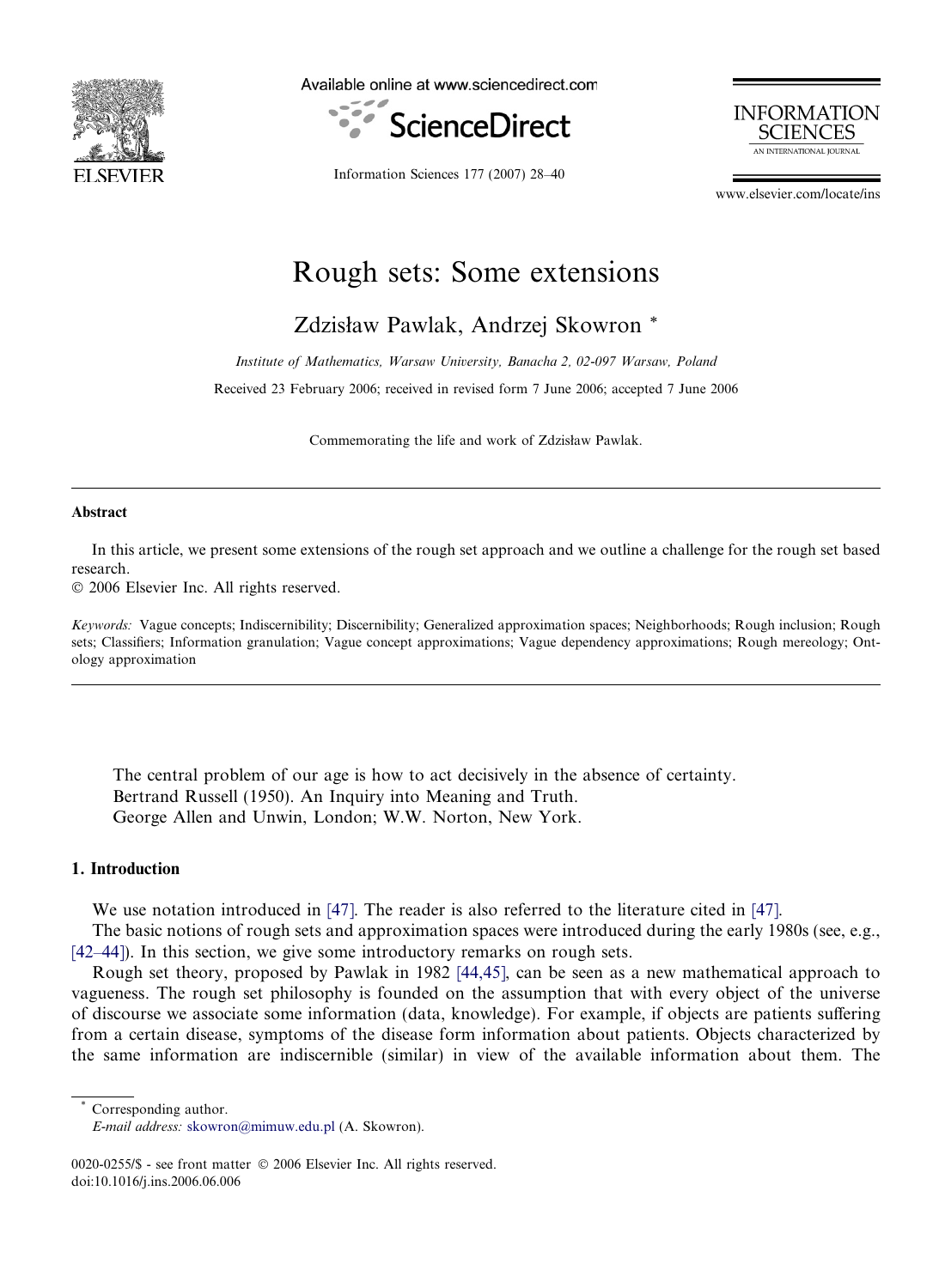# Rough sets: Some extensions

Zdzisław Pawlak, Andrzej Skowron *

*Institute of Mathematics, Warsaw University, Banacha 2, 02-097 Warsaw, Poland*

Received 23 February 2006; received in revised form 7 June 2006; accepted 7 June 2006

Commemorating the life and work of Zdzisław Pawlak.

---

**Abstract**

In this article, we present some extensions of the rough set approach and we outline a challenge for the rough set based research.

© 2006 Elsevier Inc. All rights reserved.

*Keywords:* Vague concepts; Indiscernibility; Discernibility; Generalized approximation spaces; Neighborhoods; Rough inclusion; Rough sets; Classifiers; Information granulation; Vague concept approximations; Vague dependency approximations; Rough mereology; Ontology approximation

---

> The central problem of our age is how to act decisively in the absence of certainty.
> Bertrand Russell (1950). An Inquiry into Meaning and Truth.
> George Allen and Unwin, London; W.W. Norton, New York.

## 1. Introduction

We use notation introduced in [47]. The reader is also referred to the literature cited in [47].

The basic notions of rough sets and approximation spaces were introduced during the early 1980s (see, e.g., [42–44]). In this section, we give some introductory remarks on rough sets.

Rough set theory, proposed by Pawlak in 1982 [44,45], can be seen as a new mathematical approach to vagueness. The rough set philosophy is founded on the assumption that with every object of the universe of discourse we associate some information (data, knowledge). For example, if objects are patients suffering from a certain disease, symptoms of the disease form information about patients. Objects characterized by the same information are indiscernible (similar) in view of the available information about them. The

---

* Corresponding author.
*E-mail address:* skowron@mimuw.edu.pl (A. Skowron).

0020-0255/$ - see front matter © 2006 Elsevier Inc. All rights reserved.
doi:10.1016/j.ins.2006.06.006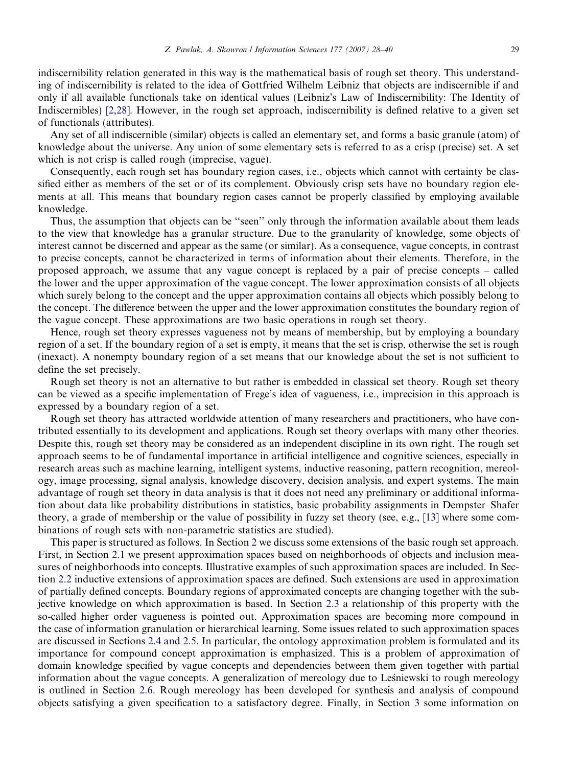indiscernibility relation generated in this way is the mathematical basis of rough set theory. This understanding of indiscernibility is related to the idea of Gottfried Wilhelm Leibniz that objects are indiscernible if and only if all available functionals take on identical values (Leibniz's Law of Indiscernibility: The Identity of Indiscernibles) [2,28]. However, in the rough set approach, indiscernibility is defined relative to a given set of functionals (attributes).

Any set of all indiscernible (similar) objects is called an elementary set, and forms a basic granule (atom) of knowledge about the universe. Any union of some elementary sets is referred to as a crisp (precise) set. A set which is not crisp is called rough (imprecise, vague).

Consequently, each rough set has boundary region cases, i.e., objects which cannot with certainty be classified either as members of the set or of its complement. Obviously crisp sets have no boundary region elements at all. This means that boundary region cases cannot be properly classified by employing available knowledge.

Thus, the assumption that objects can be ''seen'' only through the information available about them leads to the view that knowledge has a granular structure. Due to the granularity of knowledge, some objects of interest cannot be discerned and appear as the same (or similar). As a consequence, vague concepts, in contrast to precise concepts, cannot be characterized in terms of information about their elements. Therefore, in the proposed approach, we assume that any vague concept is replaced by a pair of precise concepts – called the lower and the upper approximation of the vague concept. The lower approximation consists of all objects which surely belong to the concept and the upper approximation contains all objects which possibly belong to the concept. The difference between the upper and the lower approximation constitutes the boundary region of the vague concept. These approximations are two basic operations in rough set theory.

Hence, rough set theory expresses vagueness not by means of membership, but by employing a boundary region of a set. If the boundary region of a set is empty, it means that the set is crisp, otherwise the set is rough (inexact). A nonempty boundary region of a set means that our knowledge about the set is not sufficient to define the set precisely.

Rough set theory is not an alternative to but rather is embedded in classical set theory. Rough set theory can be viewed as a specific implementation of Frege's idea of vagueness, i.e., imprecision in this approach is expressed by a boundary region of a set.

Rough set theory has attracted worldwide attention of many researchers and practitioners, who have contributed essentially to its development and applications. Rough set theory overlaps with many other theories. Despite this, rough set theory may be considered as an independent discipline in its own right. The rough set approach seems to be of fundamental importance in artificial intelligence and cognitive sciences, especially in research areas such as machine learning, intelligent systems, inductive reasoning, pattern recognition, mereology, image processing, signal analysis, knowledge discovery, decision analysis, and expert systems. The main advantage of rough set theory in data analysis is that it does not need any preliminary or additional information about data like probability distributions in statistics, basic probability assignments in Dempster–Shafer theory, a grade of membership or the value of possibility in fuzzy set theory (see, e.g., [13] where some combinations of rough sets with non-parametric statistics are studied).

This paper is structured as follows. In Section 2 we discuss some extensions of the basic rough set approach. First, in Section 2.1 we present approximation spaces based on neighborhoods of objects and inclusion measures of neighborhoods into concepts. Illustrative examples of such approximation spaces are included. In Section 2.2 inductive extensions of approximation spaces are defined. Such extensions are used in approximation of partially defined concepts. Boundary regions of approximated concepts are changing together with the subjective knowledge on which approximation is based. In Section 2.3 a relationship of this property with the so-called higher order vagueness is pointed out. Approximation spaces are becoming more compound in the case of information granulation or hierarchical learning. Some issues related to such approximation spaces are discussed in Sections 2.4 and 2.5. In particular, the ontology approximation problem is formulated and its importance for compound concept approximation is emphasized. This is a problem of approximation of domain knowledge specified by vague concepts and dependencies between them given together with partial information about the vague concepts. A generalization of mereology due to Leśniewski to rough mereology is outlined in Section 2.6. Rough mereology has been developed for synthesis and analysis of compound objects satisfying a given specification to a satisfactory degree. Finally, in Section 3 some information on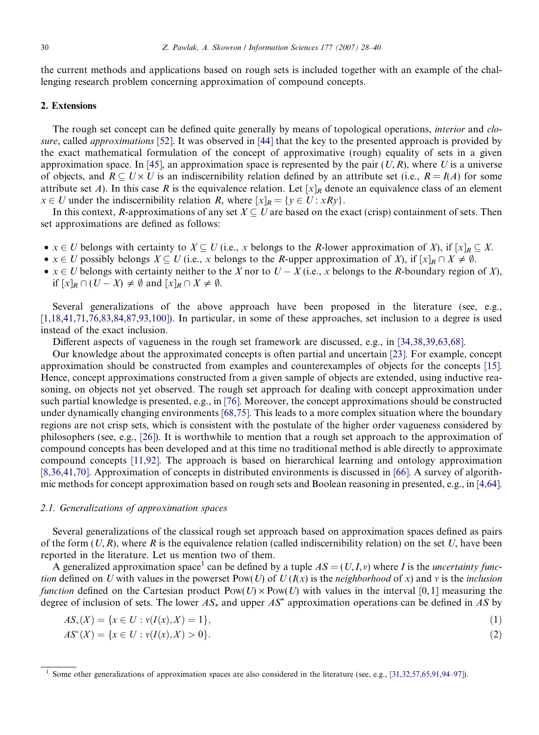the current methods and applications based on rough sets is included together with an example of the challenging research problem concerning approximation of compound concepts.

## 2. Extensions

The rough set concept can be defined quite generally by means of topological operations, *interior* and *closure*, called *approximations* [52]. It was observed in [44] that the key to the presented approach is provided by the exact mathematical formulation of the concept of approximative (rough) equality of sets in a given approximation space. In [45], an approximation space is represented by the pair $(U, R)$, where $U$ is a universe of objects, and $R \subseteq U \times U$ is an indiscernibility relation defined by an attribute set (i.e., $R = I(A)$ for some attribute set $A$). In this case $R$ is the equivalence relation. Let $[x]_R$ denote an equivalence class of an element $x \in U$ under the indiscernibility relation $R$, where $[x]_R = \{y \in U : xRy\}$.

In this context, $R$-approximations of any set $X \subseteq U$ are based on the exact (crisp) containment of sets. Then set approximations are defined as follows:

- $x \in U$ belongs with certainty to $X \subseteq U$ (i.e., $x$ belongs to the $R$-lower approximation of $X$), if $[x]_R \subseteq X$.
- $x \in U$ possibly belongs $X \subseteq U$ (i.e., $x$ belongs to the $R$-upper approximation of $X$), if $[x]_R \cap X \neq \emptyset$.
- $x \in U$ belongs with certainty neither to the $X$ nor to $U - X$ (i.e., $x$ belongs to the $R$-boundary region of $X$), if $[x]_R \cap (U - X) \neq \emptyset$ and $[x]_R \cap X \neq \emptyset$.

Several generalizations of the above approach have been proposed in the literature (see, e.g., [1,18,41,71,76,83,84,87,93,100]). In particular, in some of these approaches, set inclusion to a degree is used instead of the exact inclusion.

Different aspects of vagueness in the rough set framework are discussed, e.g., in [34,38,39,63,68].

Our knowledge about the approximated concepts is often partial and uncertain [23]. For example, concept approximation should be constructed from examples and counterexamples of objects for the concepts [15]. Hence, concept approximations constructed from a given sample of objects are extended, using inductive reasoning, on objects not yet observed. The rough set approach for dealing with concept approximation under such partial knowledge is presented, e.g., in [76]. Moreover, the concept approximations should be constructed under dynamically changing environments [68,75]. This leads to a more complex situation where the boundary regions are not crisp sets, which is consistent with the postulate of the higher order vagueness considered by philosophers (see, e.g., [26]). It is worthwhile to mention that a rough set approach to the approximation of compound concepts has been developed and at this time no traditional method is able directly to approximate compound concepts [11,92]. The approach is based on hierarchical learning and ontology approximation [8,36,41,70]. Approximation of concepts in distributed environments is discussed in [66]. A survey of algorithmic methods for concept approximation based on rough sets and Boolean reasoning in presented, e.g., in [4,64].

### 2.1. Generalizations of approximation spaces

Several generalizations of the classical rough set approach based on approximation spaces defined as pairs of the form $(U, R)$, where $R$ is the equivalence relation (called indiscernibility relation) on the set $U$, have been reported in the literature. Let us mention two of them.

A generalized approximation space[1] can be defined by a tuple $AS = (U, I, v)$ where $I$ is the *uncertainty function* defined on $U$ with values in the powerset $\mathrm{Pow}(U)$ of $U$ ($I(x)$ is the *neighborhood* of $x$) and $v$ is the *inclusion function* defined on the Cartesian product $\mathrm{Pow}(U) \times \mathrm{Pow}(U)$ with values in the interval $[0, 1]$ measuring the degree of inclusion of sets. The lower $AS_*$ and upper $AS^*$ approximation operations can be defined in $AS$ by

$$AS_*(X) = \{x \in U : v(I(x), X) = 1\}, \tag{1}$$

$$AS^*(X) = \{x \in U : v(I(x), X) > 0\}. \tag{2}$$

[1] Some other generalizations of approximation spaces are also considered in the literature (see, e.g., [31,32,57,65,91,94–97]).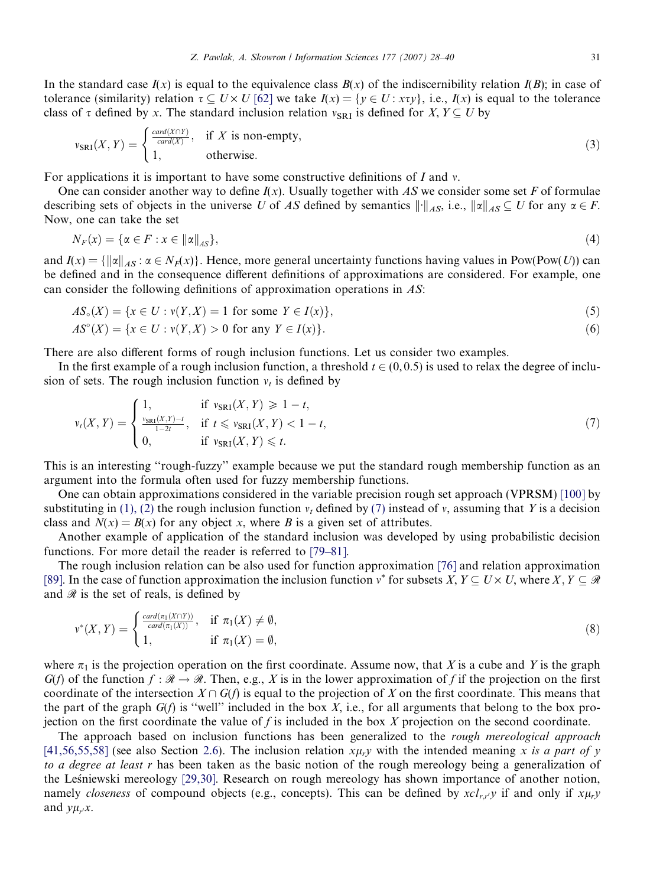In the standard case $I(x)$ is equal to the equivalence class $B(x)$ of the indiscernibility relation $I(B)$; in case of tolerance (similarity) relation $\tau \subseteq U \times U$ [62] we take $I(x) = \{y \in U : x\tau y\}$, i.e., $I(x)$ is equal to the tolerance class of $\tau$ defined by $x$. The standard inclusion relation $\nu_{\mathrm{SRI}}$ is defined for $X, Y \subseteq U$ by

$$\nu_{\mathrm{SRI}}(X,Y) = \begin{cases} \frac{card(X \cap Y)}{card(X)}, & \text{if } X \text{ is non-empty,} \\ 1, & \text{otherwise.} \end{cases} \tag{3}$$

For applications it is important to have some constructive definitions of $I$ and $\nu$.

One can consider another way to define $I(x)$. Usually together with $AS$ we consider some set $F$ of formulae describing sets of objects in the universe $U$ of $AS$ defined by semantics $\|\cdot\|_{AS}$, i.e., $\|\alpha\|_{AS} \subseteq U$ for any $\alpha \in F$. Now, one can take the set

$$N_F(x) = \{\alpha \in F : x \in \|\alpha\|_{AS}\}, \tag{4}$$

and $I(x) = \{\|\alpha\|_{AS} : \alpha \in N_F(x)\}$. Hence, more general uncertainty functions having values in Pow(Pow($U$)) can be defined and in the consequence different definitions of approximations are considered. For example, one can consider the following definitions of approximation operations in $AS$:

$$AS_{\circ}(X) = \{x \in U : \nu(Y, X) = 1 \text{ for some } Y \in I(x)\}, \tag{5}$$

$$AS^{\circ}(X) = \{x \in U : \nu(Y, X) > 0 \text{ for any } Y \in I(x)\}. \tag{6}$$

There are also different forms of rough inclusion functions. Let us consider two examples.

In the first example of a rough inclusion function, a threshold $t \in (0, 0.5)$ is used to relax the degree of inclusion of sets. The rough inclusion function $\nu_t$ is defined by

$$\nu_t(X,Y) = \begin{cases} 1, & \text{if } \nu_{\mathrm{SRI}}(X,Y) \geqslant 1-t, \\ \frac{\nu_{\mathrm{SRI}}(X,Y)-t}{1-2t}, & \text{if } t \leqslant \nu_{\mathrm{SRI}}(X,Y) < 1-t, \\ 0, & \text{if } \nu_{\mathrm{SRI}}(X,Y) \leqslant t. \end{cases} \tag{7}$$

This is an interesting "rough-fuzzy" example because we put the standard rough membership function as an argument into the formula often used for fuzzy membership functions.

One can obtain approximations considered in the variable precision rough set approach (VPRSM) [100] by substituting in (1), (2) the rough inclusion function $\nu_t$ defined by (7) instead of $\nu$, assuming that $Y$ is a decision class and $N(x) = B(x)$ for any object $x$, where $B$ is a given set of attributes.

Another example of application of the standard inclusion was developed by using probabilistic decision functions. For more detail the reader is referred to [79–81].

The rough inclusion relation can be also used for function approximation [76] and relation approximation [89]. In the case of function approximation the inclusion function $\nu^*$ for subsets $X, Y \subseteq U \times U$, where $X, Y \subseteq \mathscr{R}$ and $\mathscr{R}$ is the set of reals, is defined by

$$\nu^*(X,Y) = \begin{cases} \frac{card(\pi_1(X \cap Y))}{card(\pi_1(X))}, & \text{if } \pi_1(X) \neq \emptyset, \\ 1, & \text{if } \pi_1(X) = \emptyset, \end{cases} \tag{8}$$

where $\pi_1$ is the projection operation on the first coordinate. Assume now, that $X$ is a cube and $Y$ is the graph $G(f)$ of the function $f : \mathscr{R} \to \mathscr{R}$. Then, e.g., $X$ is in the lower approximation of $f$ if the projection on the first coordinate of the intersection $X \cap G(f)$ is equal to the projection of $X$ on the first coordinate. This means that the part of the graph $G(f)$ is "well" included in the box $X$, i.e., for all arguments that belong to the box projection on the first coordinate the value of $f$ is included in the box $X$ projection on the second coordinate.

The approach based on inclusion functions has been generalized to the *rough mereological approach* [41,56,55,58] (see also Section 2.6). The inclusion relation $x\mu_r y$ with the intended meaning *x is a part of y to a degree at least r* has been taken as the basic notion of the rough mereology being a generalization of the Leśniewski mereology [29,30]. Research on rough mereology has shown importance of another notion, namely *closeness* of compound objects (e.g., concepts). This can be defined by $xcl_{r,r'}y$ if and only if $x\mu_r y$ and $y\mu_{r'}x$.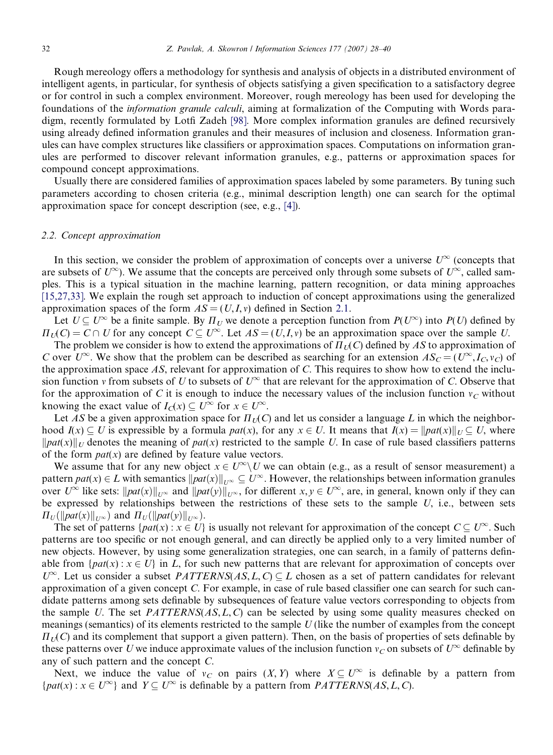Rough mereology offers a methodology for synthesis and analysis of objects in a distributed environment of intelligent agents, in particular, for synthesis of objects satisfying a given specification to a satisfactory degree or for control in such a complex environment. Moreover, rough mereology has been used for developing the foundations of the *information granule calculi*, aiming at formalization of the Computing with Words paradigm, recently formulated by Lotfi Zadeh [98]. More complex information granules are defined recursively using already defined information granules and their measures of inclusion and closeness. Information granules can have complex structures like classifiers or approximation spaces. Computations on information granules are performed to discover relevant information granules, e.g., patterns or approximation spaces for compound concept approximations.

Usually there are considered families of approximation spaces labeled by some parameters. By tuning such parameters according to chosen criteria (e.g., minimal description length) one can search for the optimal approximation space for concept description (see, e.g., [4]).

### 2.2. Concept approximation

In this section, we consider the problem of approximation of concepts over a universe $U^{\infty}$ (concepts that are subsets of $U^{\infty}$). We assume that the concepts are perceived only through some subsets of $U^{\infty}$, called samples. This is a typical situation in the machine learning, pattern recognition, or data mining approaches [15,27,33]. We explain the rough set approach to induction of concept approximations using the generalized approximation spaces of the form $AS = (U, I, v)$ defined in Section 2.1.

Let $U \subseteq U^{\infty}$ be a finite sample. By $\Pi_U$ we denote a perception function from $P(U^{\infty})$ into $P(U)$ defined by $\Pi_U(C) = C \cap U$ for any concept $C \subseteq U^{\infty}$. Let $AS = (U, I, v)$ be an approximation space over the sample $U$.

The problem we consider is how to extend the approximations of $\Pi_U(C)$ defined by $AS$ to approximation of $C$ over $U^{\infty}$. We show that the problem can be described as searching for an extension $AS_C = (U^{\infty}, I_C, v_C)$ of the approximation space $AS$, relevant for approximation of $C$. This requires to show how to extend the inclusion function $v$ from subsets of $U$ to subsets of $U^{\infty}$ that are relevant for the approximation of $C$. Observe that for the approximation of $C$ it is enough to induce the necessary values of the inclusion function $v_C$ without knowing the exact value of $I_C(x) \subseteq U^{\infty}$ for $x \in U^{\infty}$.

Let $AS$ be a given approximation space for $\Pi_U(C)$ and let us consider a language $L$ in which the neighborhood $I(x) \subseteq U$ is expressible by a formula $pat(x)$, for any $x \in U$. It means that $I(x) = \|pat(x)\|_U \subseteq U$, where $\|pat(x)\|_U$ denotes the meaning of $pat(x)$ restricted to the sample $U$. In case of rule based classifiers patterns of the form $pat(x)$ are defined by feature value vectors.

We assume that for any new object $x \in U^{\infty} \backslash U$ we can obtain (e.g., as a result of sensor measurement) a pattern $pat(x) \in L$ with semantics $\|pat(x)\|_{U^{\infty}} \subseteq U^{\infty}$. However, the relationships between information granules over $U^{\infty}$ like sets: $\|pat(x)\|_{U^{\infty}}$ and $\|pat(y)\|_{U^{\infty}}$, for different $x, y \in U^{\infty}$, are, in general, known only if they can be expressed by relationships between the restrictions of these sets to the sample $U$, i.e., between sets $\Pi_U(\|pat(x)\|_{U^{\infty}})$ and $\Pi_U(\|pat(y)\|_{U^{\infty}})$.

The set of patterns $\{pat(x) : x \in U\}$ is usually not relevant for approximation of the concept $C \subseteq U^{\infty}$. Such patterns are too specific or not enough general, and can directly be applied only to a very limited number of new objects. However, by using some generalization strategies, one can search, in a family of patterns definable from $\{pat(x) : x \in U\}$ in $L$, for such new patterns that are relevant for approximation of concepts over $U^{\infty}$. Let us consider a subset $PATTERNS(AS, L, C) \subseteq L$ chosen as a set of pattern candidates for relevant approximation of a given concept $C$. For example, in case of rule based classifier one can search for such candidate patterns among sets definable by subsequences of feature value vectors corresponding to objects from the sample $U$. The set $PATTERNS(AS, L, C)$ can be selected by using some quality measures checked on meanings (semantics) of its elements restricted to the sample $U$ (like the number of examples from the concept $\Pi_U(C)$ and its complement that support a given pattern). Then, on the basis of properties of sets definable by these patterns over $U$ we induce approximate values of the inclusion function $v_C$ on subsets of $U^{\infty}$ definable by any of such pattern and the concept $C$.

Next, we induce the value of $v_C$ on pairs $(X, Y)$ where $X \subseteq U^{\infty}$ is definable by a pattern from $\{pat(x) : x \in U^{\infty}\}$ and $Y \subseteq U^{\infty}$ is definable by a pattern from $PATTERNS(AS, L, C)$.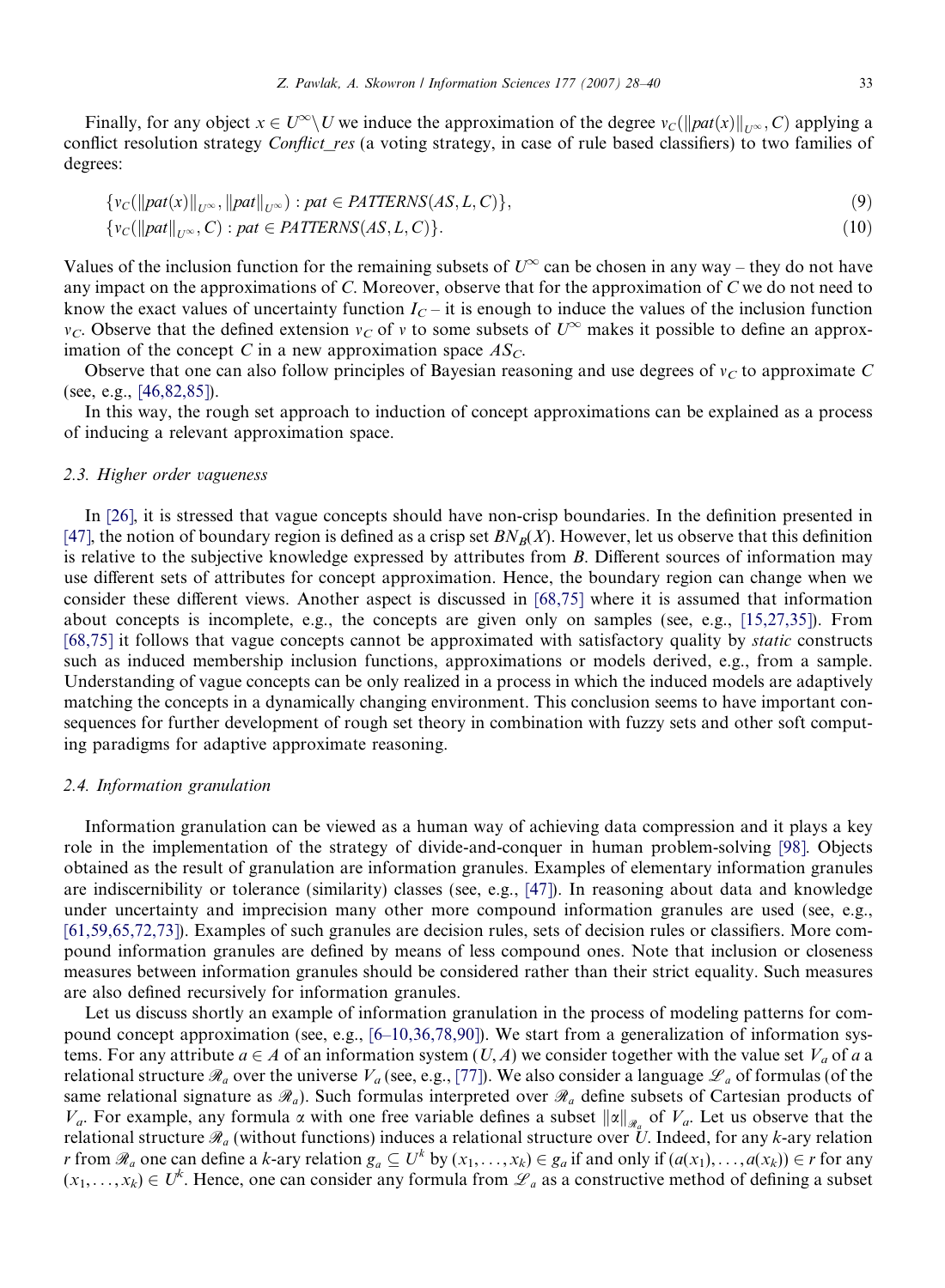Finally, for any object $x \in U^{\infty} \setminus U$ we induce the approximation of the degree $v_C(\|pat(x)\|_{U^{\infty}}, C)$ applying a conflict resolution strategy *Conflict_res* (a voting strategy, in case of rule based classifiers) to two families of degrees:

$$\{v_C(\|pat(x)\|_{U^{\infty}}, \|pat\|_{U^{\infty}}) : pat \in PATTERNS(AS, L, C)\}, \tag{9}$$

$$\{v_C(\|pat\|_{U^{\infty}}, C) : pat \in PATTERNS(AS, L, C)\}. \tag{10}$$

Values of the inclusion function for the remaining subsets of $U^{\infty}$ can be chosen in any way – they do not have any impact on the approximations of $C$. Moreover, observe that for the approximation of $C$ we do not need to know the exact values of uncertainty function $I_C$ – it is enough to induce the values of the inclusion function $v_C$. Observe that the defined extension $v_C$ of $v$ to some subsets of $U^{\infty}$ makes it possible to define an approximation of the concept $C$ in a new approximation space $AS_C$.

Observe that one can also follow principles of Bayesian reasoning and use degrees of $v_C$ to approximate $C$ (see, e.g., [46,82,85]).

In this way, the rough set approach to induction of concept approximations can be explained as a process of inducing a relevant approximation space.

### 2.3. Higher order vagueness

In [26], it is stressed that vague concepts should have non-crisp boundaries. In the definition presented in [47], the notion of boundary region is defined as a crisp set $BN_B(X)$. However, let us observe that this definition is relative to the subjective knowledge expressed by attributes from $B$. Different sources of information may use different sets of attributes for concept approximation. Hence, the boundary region can change when we consider these different views. Another aspect is discussed in [68,75] where it is assumed that information about concepts is incomplete, e.g., the concepts are given only on samples (see, e.g., [15,27,35]). From [68,75] it follows that vague concepts cannot be approximated with satisfactory quality by *static* constructs such as induced membership inclusion functions, approximations or models derived, e.g., from a sample. Understanding of vague concepts can be only realized in a process in which the induced models are adaptively matching the concepts in a dynamically changing environment. This conclusion seems to have important consequences for further development of rough set theory in combination with fuzzy sets and other soft computing paradigms for adaptive approximate reasoning.

### 2.4. Information granulation

Information granulation can be viewed as a human way of achieving data compression and it plays a key role in the implementation of the strategy of divide-and-conquer in human problem-solving [98]. Objects obtained as the result of granulation are information granules. Examples of elementary information granules are indiscernibility or tolerance (similarity) classes (see, e.g., [47]). In reasoning about data and knowledge under uncertainty and imprecision many other more compound information granules are used (see, e.g., [61,59,65,72,73]). Examples of such granules are decision rules, sets of decision rules or classifiers. More compound information granules are defined by means of less compound ones. Note that inclusion or closeness measures between information granules should be considered rather than their strict equality. Such measures are also defined recursively for information granules.

Let us discuss shortly an example of information granulation in the process of modeling patterns for compound concept approximation (see, e.g., [6–10,36,78,90]). We start from a generalization of information systems. For any attribute $a \in A$ of an information system $(U, A)$ we consider together with the value set $V_a$ of $a$ a relational structure $\mathscr{R}_a$ over the universe $V_a$ (see, e.g., [77]). We also consider a language $\mathscr{L}_a$ of formulas (of the same relational signature as $\mathscr{R}_a$). Such formulas interpreted over $\mathscr{R}_a$ define subsets of Cartesian products of $V_a$. For example, any formula $\alpha$ with one free variable defines a subset $\|\alpha\|_{\mathscr{R}_a}$ of $V_a$. Let us observe that the relational structure $\mathscr{R}_a$ (without functions) induces a relational structure over $U$. Indeed, for any $k$-ary relation $r$ from $\mathscr{R}_a$ one can define a $k$-ary relation $g_a \subseteq U^k$ by $(x_1, \ldots, x_k) \in g_a$ if and only if $(a(x_1), \ldots, a(x_k)) \in r$ for any $(x_1, \ldots, x_k) \in U^k$. Hence, one can consider any formula from $\mathscr{L}_a$ as a constructive method of defining a subset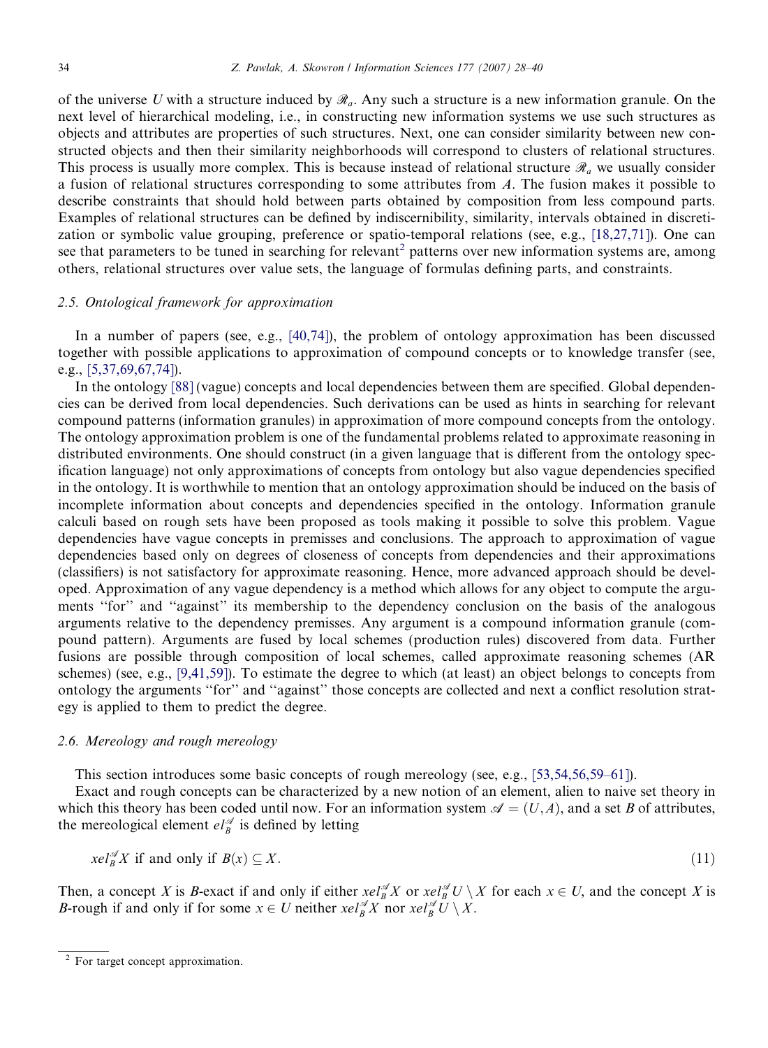of the universe $U$ with a structure induced by $\mathscr{R}_a$. Any such a structure is a new information granule. On the next level of hierarchical modeling, i.e., in constructing new information systems we use such structures as objects and attributes are properties of such structures. Next, one can consider similarity between new constructed objects and then their similarity neighborhoods will correspond to clusters of relational structures. This process is usually more complex. This is because instead of relational structure $\mathscr{R}_a$ we usually consider a fusion of relational structures corresponding to some attributes from $A$. The fusion makes it possible to describe constraints that should hold between parts obtained by composition from less compound parts. Examples of relational structures can be defined by indiscernibility, similarity, intervals obtained in discretization or symbolic value grouping, preference or spatio-temporal relations (see, e.g., [18,27,71]). One can see that parameters to be tuned in searching for relevant[2] patterns over new information systems are, among others, relational structures over value sets, the language of formulas defining parts, and constraints.

### 2.5. Ontological framework for approximation

In a number of papers (see, e.g., [40,74]), the problem of ontology approximation has been discussed together with possible applications to approximation of compound concepts or to knowledge transfer (see, e.g., [5,37,69,67,74]).

In the ontology [88] (vague) concepts and local dependencies between them are specified. Global dependencies can be derived from local dependencies. Such derivations can be used as hints in searching for relevant compound patterns (information granules) in approximation of more compound concepts from the ontology. The ontology approximation problem is one of the fundamental problems related to approximate reasoning in distributed environments. One should construct (in a given language that is different from the ontology specification language) not only approximations of concepts from ontology but also vague dependencies specified in the ontology. It is worthwhile to mention that an ontology approximation should be induced on the basis of incomplete information about concepts and dependencies specified in the ontology. Information granule calculi based on rough sets have been proposed as tools making it possible to solve this problem. Vague dependencies have vague concepts in premisses and conclusions. The approach to approximation of vague dependencies based only on degrees of closeness of concepts from dependencies and their approximations (classifiers) is not satisfactory for approximate reasoning. Hence, more advanced approach should be developed. Approximation of any vague dependency is a method which allows for any object to compute the arguments "for" and "against" its membership to the dependency conclusion on the basis of the analogous arguments relative to the dependency premisses. Any argument is a compound information granule (compound pattern). Arguments are fused by local schemes (production rules) discovered from data. Further fusions are possible through composition of local schemes, called approximate reasoning schemes (AR schemes) (see, e.g., [9,41,59]). To estimate the degree to which (at least) an object belongs to concepts from ontology the arguments "for" and "against" those concepts are collected and next a conflict resolution strategy is applied to them to predict the degree.

### 2.6. Mereology and rough mereology

This section introduces some basic concepts of rough mereology (see, e.g., [53,54,56,59–61]).

Exact and rough concepts can be characterized by a new notion of an element, alien to naive set theory in which this theory has been coded until now. For an information system $\mathscr{A} = (U, A)$, and a set $B$ of attributes, the mereological element $el_B^{\mathscr{A}}$ is defined by letting

$$x el_B^{\mathscr{A}} X \text{ if and only if } B(x) \subseteq X. \tag{11}$$

Then, a concept $X$ is $B$-exact if and only if either $x el_B^{\mathscr{A}} X$ or $x el_B^{\mathscr{A}} U \setminus X$ for each $x \in U$, and the concept $X$ is $B$-rough if and only if for some $x \in U$ neither $x el_B^{\mathscr{A}} X$ nor $x el_B^{\mathscr{A}} U \setminus X$.

[2] For target concept approximation.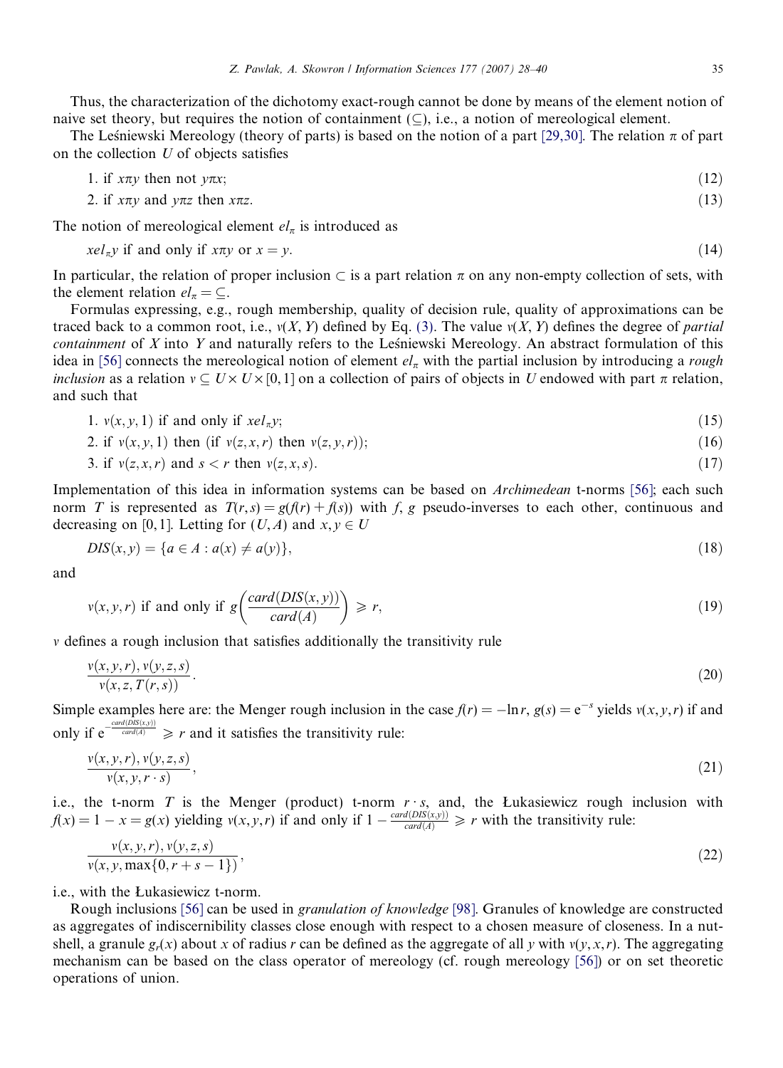Thus, the characterization of the dichotomy exact-rough cannot be done by means of the element notion of naive set theory, but requires the notion of containment ($\subseteq$), i.e., a notion of mereological element.

The Leśniewski Mereology (theory of parts) is based on the notion of a part [29,30]. The relation $\pi$ of part on the collection $U$ of objects satisfies

$$1.\ \text{if } x\pi y \text{ then not } y\pi x; \tag{12}$$

$$2.\ \text{if } x\pi y \text{ and } y\pi z \text{ then } x\pi z. \tag{13}$$

The notion of mereological element $el_\pi$ is introduced as

$$x\,el_\pi\,y \text{ if and only if } x\pi y \text{ or } x = y. \tag{14}$$

In particular, the relation of proper inclusion $\subset$ is a part relation $\pi$ on any non-empty collection of sets, with the element relation $el_\pi = \subseteq$.

Formulas expressing, e.g., rough membership, quality of decision rule, quality of approximations can be traced back to a common root, i.e., $v(X, Y)$ defined by Eq. (3). The value $v(X, Y)$ defines the degree of *partial containment* of $X$ into $Y$ and naturally refers to the Leśniewski Mereology. An abstract formulation of this idea in [56] connects the mereological notion of element $el_\pi$ with the partial inclusion by introducing a *rough inclusion* as a relation $v \subseteq U \times U \times [0,1]$ on a collection of pairs of objects in $U$ endowed with part $\pi$ relation, and such that

$$1.\ v(x, y, 1) \text{ if and only if } x\,el_\pi\,y; \tag{15}$$

$$2.\ \text{if } v(x, y, 1) \text{ then (if } v(z, x, r) \text{ then } v(z, y, r)); \tag{16}$$

$$3.\ \text{if } v(z, x, r) \text{ and } s < r \text{ then } v(z, x, s). \tag{17}$$

Implementation of this idea in information systems can be based on *Archimedean* t-norms [56]; each such norm $T$ is represented as $T(r, s) = g(f(r) + f(s))$ with $f$, $g$ pseudo-inverses to each other, continuous and decreasing on $[0, 1]$. Letting for $(U, A)$ and $x, y \in U$

$$DIS(x, y) = \{a \in A : a(x) \neq a(y)\}, \tag{18}$$

and

$$v(x, y, r) \text{ if and only if } g\left(\frac{card(DIS(x, y))}{card(A)}\right) \geqslant r, \tag{19}$$

$v$ defines a rough inclusion that satisfies additionally the transitivity rule

$$\frac{v(x, y, r), v(y, z, s)}{v(x, z, T(r, s))}. \tag{20}$$

Simple examples here are: the Menger rough inclusion in the case $f(r) = -\ln r$, $g(s) = e^{-s}$ yields $v(x, y, r)$ if and only if $e^{-\frac{card(DIS(x,y))}{card(A)}} \geqslant r$ and it satisfies the transitivity rule:

$$\frac{v(x, y, r), v(y, z, s)}{v(x, y, r \cdot s)}, \tag{21}$$

i.e., the t-norm $T$ is the Menger (product) t-norm $r \cdot s$, and, the Łukasiewicz rough inclusion with $f(x) = 1 - x = g(x)$ yielding $v(x, y, r)$ if and only if $1 - \frac{card(DIS(x,y))}{card(A)} \geqslant r$ with the transitivity rule:

$$\frac{v(x, y, r), v(y, z, s)}{v(x, y, \max\{0, r + s - 1\})}, \tag{22}$$

i.e., with the Łukasiewicz t-norm.

Rough inclusions [56] can be used in *granulation of knowledge* [98]. Granules of knowledge are constructed as aggregates of indiscernibility classes close enough with respect to a chosen measure of closeness. In a nutshell, a granule $g_r(x)$ about $x$ of radius $r$ can be defined as the aggregate of all $y$ with $v(y, x, r)$. The aggregating mechanism can be based on the class operator of mereology (cf. rough mereology [56]) or on set theoretic operations of union.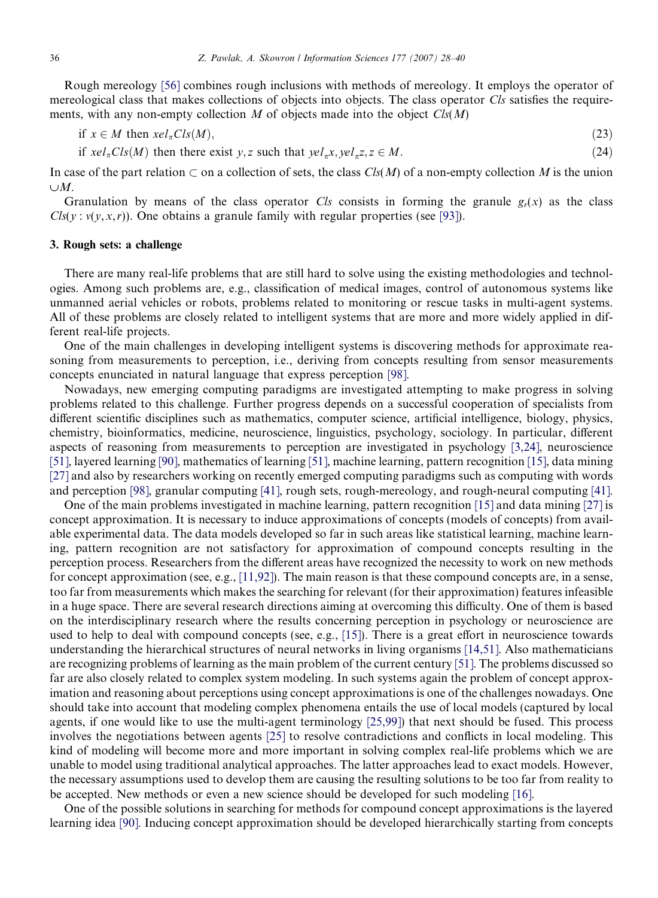Rough mereology [56] combines rough inclusions with methods of mereology. It employs the operator of mereological class that makes collections of objects into objects. The class operator *Cls* satisfies the requirements, with any non-empty collection $M$ of objects made into the object $Cls(M)$

$$\text{if } x \in M \text{ then } x el_{\pi} Cls(M), \tag{23}$$

$$\text{if } x el_{\pi} Cls(M) \text{ then there exist } y, z \text{ such that } y el_{\pi} x, y el_{\pi} z, z \in M. \tag{24}$$

In case of the part relation $\subset$ on a collection of sets, the class $Cls(M)$ of a non-empty collection $M$ is the union $\cup M$.

Granulation by means of the class operator *Cls* consists in forming the granule $g_r(x)$ as the class $Cls(y : v(y,x,r))$. One obtains a granule family with regular properties (see [93]).

## 3. Rough sets: a challenge

There are many real-life problems that are still hard to solve using the existing methodologies and technologies. Among such problems are, e.g., classification of medical images, control of autonomous systems like unmanned aerial vehicles or robots, problems related to monitoring or rescue tasks in multi-agent systems. All of these problems are closely related to intelligent systems that are more and more widely applied in different real-life projects.

One of the main challenges in developing intelligent systems is discovering methods for approximate reasoning from measurements to perception, i.e., deriving from concepts resulting from sensor measurements concepts enunciated in natural language that express perception [98].

Nowadays, new emerging computing paradigms are investigated attempting to make progress in solving problems related to this challenge. Further progress depends on a successful cooperation of specialists from different scientific disciplines such as mathematics, computer science, artificial intelligence, biology, physics, chemistry, bioinformatics, medicine, neuroscience, linguistics, psychology, sociology. In particular, different aspects of reasoning from measurements to perception are investigated in psychology [3,24], neuroscience [51], layered learning [90], mathematics of learning [51], machine learning, pattern recognition [15], data mining [27] and also by researchers working on recently emerged computing paradigms such as computing with words and perception [98], granular computing [41], rough sets, rough-mereology, and rough-neural computing [41].

One of the main problems investigated in machine learning, pattern recognition [15] and data mining [27] is concept approximation. It is necessary to induce approximations of concepts (models of concepts) from available experimental data. The data models developed so far in such areas like statistical learning, machine learning, pattern recognition are not satisfactory for approximation of compound concepts resulting in the perception process. Researchers from the different areas have recognized the necessity to work on new methods for concept approximation (see, e.g., [11,92]). The main reason is that these compound concepts are, in a sense, too far from measurements which makes the searching for relevant (for their approximation) features infeasible in a huge space. There are several research directions aiming at overcoming this difficulty. One of them is based on the interdisciplinary research where the results concerning perception in psychology or neuroscience are used to help to deal with compound concepts (see, e.g., [15]). There is a great effort in neuroscience towards understanding the hierarchical structures of neural networks in living organisms [14,51]. Also mathematicians are recognizing problems of learning as the main problem of the current century [51]. The problems discussed so far are also closely related to complex system modeling. In such systems again the problem of concept approximation and reasoning about perceptions using concept approximations is one of the challenges nowadays. One should take into account that modeling complex phenomena entails the use of local models (captured by local agents, if one would like to use the multi-agent terminology [25,99]) that next should be fused. This process involves the negotiations between agents [25] to resolve contradictions and conflicts in local modeling. This kind of modeling will become more and more important in solving complex real-life problems which we are unable to model using traditional analytical approaches. The latter approaches lead to exact models. However, the necessary assumptions used to develop them are causing the resulting solutions to be too far from reality to be accepted. New methods or even a new science should be developed for such modeling [16].

One of the possible solutions in searching for methods for compound concept approximations is the layered learning idea [90]. Inducing concept approximation should be developed hierarchically starting from concepts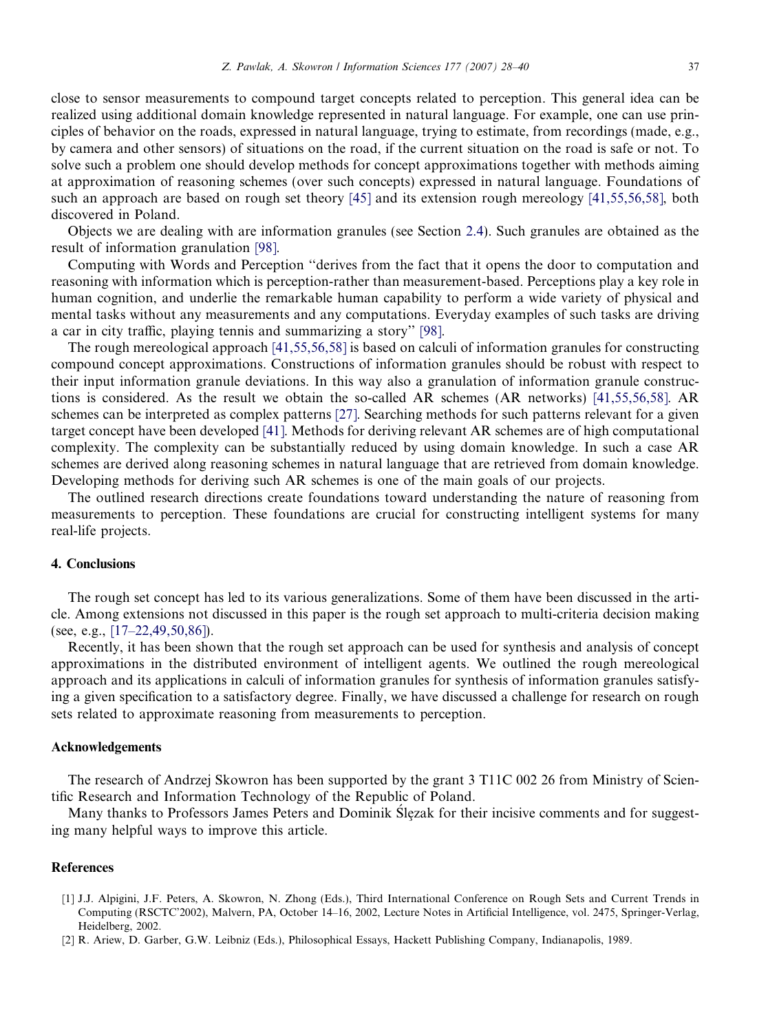close to sensor measurements to compound target concepts related to perception. This general idea can be realized using additional domain knowledge represented in natural language. For example, one can use principles of behavior on the roads, expressed in natural language, trying to estimate, from recordings (made, e.g., by camera and other sensors) of situations on the road, if the current situation on the road is safe or not. To solve such a problem one should develop methods for concept approximations together with methods aiming at approximation of reasoning schemes (over such concepts) expressed in natural language. Foundations of such an approach are based on rough set theory [45] and its extension rough mereology [41,55,56,58], both discovered in Poland.

Objects we are dealing with are information granules (see Section 2.4). Such granules are obtained as the result of information granulation [98].

Computing with Words and Perception "derives from the fact that it opens the door to computation and reasoning with information which is perception-rather than measurement-based. Perceptions play a key role in human cognition, and underlie the remarkable human capability to perform a wide variety of physical and mental tasks without any measurements and any computations. Everyday examples of such tasks are driving a car in city traffic, playing tennis and summarizing a story" [98].

The rough mereological approach [41,55,56,58] is based on calculi of information granules for constructing compound concept approximations. Constructions of information granules should be robust with respect to their input information granule deviations. In this way also a granulation of information granule constructions is considered. As the result we obtain the so-called AR schemes (AR networks) [41,55,56,58]. AR schemes can be interpreted as complex patterns [27]. Searching methods for such patterns relevant for a given target concept have been developed [41]. Methods for deriving relevant AR schemes are of high computational complexity. The complexity can be substantially reduced by using domain knowledge. In such a case AR schemes are derived along reasoning schemes in natural language that are retrieved from domain knowledge. Developing methods for deriving such AR schemes is one of the main goals of our projects.

The outlined research directions create foundations toward understanding the nature of reasoning from measurements to perception. These foundations are crucial for constructing intelligent systems for many real-life projects.

## 4. Conclusions

The rough set concept has led to its various generalizations. Some of them have been discussed in the article. Among extensions not discussed in this paper is the rough set approach to multi-criteria decision making (see, e.g., [17–22,49,50,86]).

Recently, it has been shown that the rough set approach can be used for synthesis and analysis of concept approximations in the distributed environment of intelligent agents. We outlined the rough mereological approach and its applications in calculi of information granules for synthesis of information granules satisfying a given specification to a satisfactory degree. Finally, we have discussed a challenge for research on rough sets related to approximate reasoning from measurements to perception.

## Acknowledgements

The research of Andrzej Skowron has been supported by the grant 3 T11C 002 26 from Ministry of Scientific Research and Information Technology of the Republic of Poland.

Many thanks to Professors James Peters and Dominik Ślęzak for their incisive comments and for suggesting many helpful ways to improve this article.

## References

[1] J.J. Alpigini, J.F. Peters, A. Skowron, N. Zhong (Eds.), Third International Conference on Rough Sets and Current Trends in Computing (RSCTC'2002), Malvern, PA, October 14–16, 2002, Lecture Notes in Artificial Intelligence, vol. 2475, Springer-Verlag, Heidelberg, 2002.

[2] R. Ariew, D. Garber, G.W. Leibniz (Eds.), Philosophical Essays, Hackett Publishing Company, Indianapolis, 1989.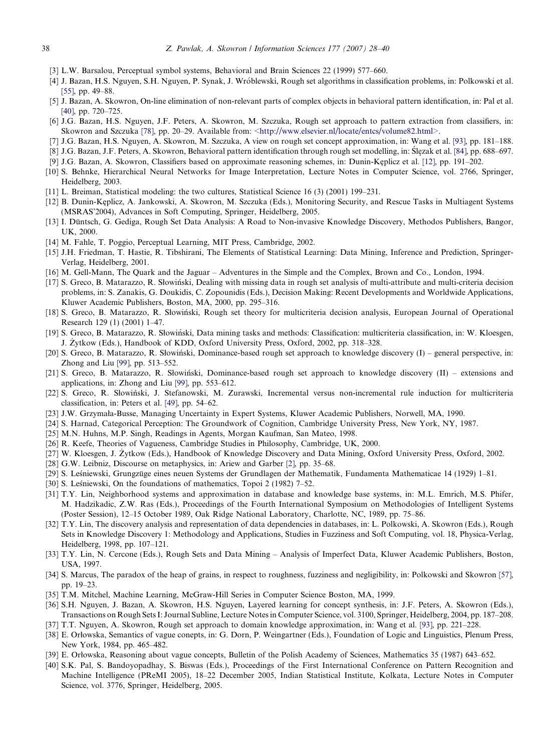[3] L.W. Barsalou, Perceptual symbol systems, Behavioral and Brain Sciences 22 (1999) 577–660.

[4] J. Bazan, H.S. Nguyen, S.H. Nguyen, P. Synak, J. Wróblewski, Rough set algorithms in classification problems, in: Polkowski et al. [55], pp. 49–88.

[5] J. Bazan, A. Skowron, On-line elimination of non-relevant parts of complex objects in behavioral pattern identification, in: Pal et al. [40], pp. 720–725.

[6] J.G. Bazan, H.S. Nguyen, J.F. Peters, A. Skowron, M. Szczuka, Rough set approach to pattern extraction from classifiers, in: Skowron and Szczuka [78], pp. 20–29. Available from: <http://www.elsevier.nl/locate/entcs/volume82.html>.

[7] J.G. Bazan, H.S. Nguyen, A. Skowron, M. Szczuka, A view on rough set concept approximation, in: Wang et al. [93], pp. 181–188.

[8] J.G. Bazan, J.F. Peters, A. Skowron, Behavioral pattern identification through rough set modelling, in: Ślęzak et al. [84], pp. 688–697.

[9] J.G. Bazan, A. Skowron, Classifiers based on approximate reasoning schemes, in: Dunin-Kęplicz et al. [12], pp. 191–202.

[10] S. Behnke, Hierarchical Neural Networks for Image Interpretation, Lecture Notes in Computer Science, vol. 2766, Springer, Heidelberg, 2003.

[11] L. Breiman, Statistical modeling: the two cultures, Statistical Science 16 (3) (2001) 199–231.

[12] B. Dunin-Kęplicz, A. Jankowski, A. Skowron, M. Szczuka (Eds.), Monitoring Security, and Rescue Tasks in Multiagent Systems (MSRAS'2004), Advances in Soft Computing, Springer, Heidelberg, 2005.

[13] I. Düntsch, G. Gediga, Rough Set Data Analysis: A Road to Non-invasive Knowledge Discovery, Methodos Publishers, Bangor, UK, 2000.

[14] M. Fahle, T. Poggio, Perceptual Learning, MIT Press, Cambridge, 2002.

[15] J.H. Friedman, T. Hastie, R. Tibshirani, The Elements of Statistical Learning: Data Mining, Inference and Prediction, Springer-Verlag, Heidelberg, 2001.

[16] M. Gell-Mann, The Quark and the Jaguar – Adventures in the Simple and the Complex, Brown and Co., London, 1994.

[17] S. Greco, B. Matarazzo, R. Słowiński, Dealing with missing data in rough set analysis of multi-attribute and multi-criteria decision problems, in: S. Zanakis, G. Doukidis, C. Zopounidis (Eds.), Decision Making: Recent Developments and Worldwide Applications, Kluwer Academic Publishers, Boston, MA, 2000, pp. 295–316.

[18] S. Greco, B. Matarazzo, R. Słowiński, Rough set theory for multicriteria decision analysis, European Journal of Operational Research 129 (1) (2001) 1–47.

[19] S. Greco, B. Matarazzo, R. Słowiński, Data mining tasks and methods: Classification: multicriteria classification, in: W. Kloesgen, J. Żytkow (Eds.), Handbook of KDD, Oxford University Press, Oxford, 2002, pp. 318–328.

[20] S. Greco, B. Matarazzo, R. Słowiński, Dominance-based rough set approach to knowledge discovery (I) – general perspective, in: Zhong and Liu [99], pp. 513–552.

[21] S. Greco, B. Matarazzo, R. Słowiński, Dominance-based rough set approach to knowledge discovery (II) – extensions and applications, in: Zhong and Liu [99], pp. 553–612.

[22] S. Greco, R. Słowiński, J. Stefanowski, M. Zurawski, Incremental versus non-incremental rule induction for multicriteria classification, in: Peters et al. [49], pp. 54–62.

[23] J.W. Grzymała-Busse, Managing Uncertainty in Expert Systems, Kluwer Academic Publishers, Norwell, MA, 1990.

[24] S. Harnad, Categorical Perception: The Groundwork of Cognition, Cambridge University Press, New York, NY, 1987.

[25] M.N. Huhns, M.P. Singh, Readings in Agents, Morgan Kaufman, San Mateo, 1998.

[26] R. Keefe, Theories of Vagueness, Cambridge Studies in Philosophy, Cambridge, UK, 2000.

[27] W. Kloesgen, J. Żytkow (Eds.), Handbook of Knowledge Discovery and Data Mining, Oxford University Press, Oxford, 2002.

[28] G.W. Leibniz, Discourse on metaphysics, in: Ariew and Garber [2], pp. 35–68.

[29] S. Leśniewski, Grungzüge eines neuen Systems der Grundlagen der Mathematik, Fundamenta Mathematicae 14 (1929) 1–81.

[30] S. Leśniewski, On the foundations of mathematics, Topoi 2 (1982) 7–52.

[31] T.Y. Lin, Neighborhood systems and approximation in database and knowledge base systems, in: M.L. Emrich, M.S. Phifer, M. Hadzikadic, Z.W. Ras (Eds.), Proceedings of the Fourth International Symposium on Methodologies of Intelligent Systems (Poster Session), 12–15 October 1989, Oak Ridge National Laboratory, Charlotte, NC, 1989, pp. 75–86.

[32] T.Y. Lin, The discovery analysis and representation of data dependencies in databases, in: L. Polkowski, A. Skowron (Eds.), Rough Sets in Knowledge Discovery 1: Methodology and Applications, Studies in Fuzziness and Soft Computing, vol. 18, Physica-Verlag, Heidelberg, 1998, pp. 107–121.

[33] T.Y. Lin, N. Cercone (Eds.), Rough Sets and Data Mining – Analysis of Imperfect Data, Kluwer Academic Publishers, Boston, USA, 1997.

[34] S. Marcus, The paradox of the heap of grains, in respect to roughness, fuzziness and negligibility, in: Polkowski and Skowron [57], pp. 19–23.

[35] T.M. Mitchel, Machine Learning, McGraw-Hill Series in Computer Science Boston, MA, 1999.

[36] S.H. Nguyen, J. Bazan, A. Skowron, H.S. Nguyen, Layered learning for concept synthesis, in: J.F. Peters, A. Skowron (Eds.), Transactions on Rough Sets I: Journal Subline, Lecture Notes in Computer Science, vol. 3100, Springer, Heidelberg, 2004, pp. 187–208.

[37] T.T. Nguyen, A. Skowron, Rough set approach to domain knowledge approximation, in: Wang et al. [93], pp. 221–228.

[38] E. Orłowska, Semantics of vague conepts, in: G. Dorn, P. Weingartner (Eds.), Foundation of Logic and Linguistics, Plenum Press, New York, 1984, pp. 465–482.

[39] E. Orłowska, Reasoning about vague concepts, Bulletin of the Polish Academy of Sciences, Mathematics 35 (1987) 643–652.

[40] S.K. Pal, S. Bandoyopadhay, S. Biswas (Eds.), Proceedings of the First International Conference on Pattern Recognition and Machine Intelligence (PReMI 2005), 18–22 December 2005, Indian Statistical Institute, Kolkata, Lecture Notes in Computer Science, vol. 3776, Springer, Heidelberg, 2005.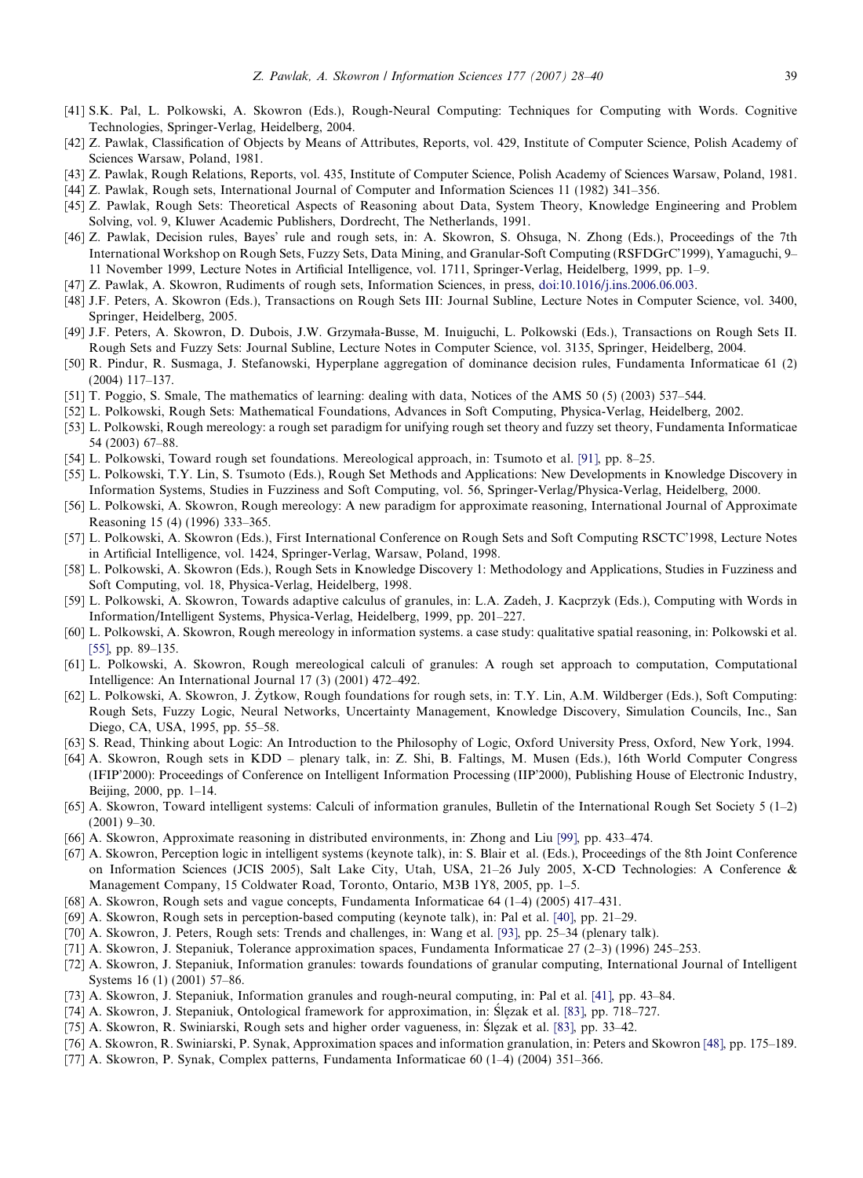[41] S.K. Pal, L. Polkowski, A. Skowron (Eds.), Rough-Neural Computing: Techniques for Computing with Words. Cognitive Technologies, Springer-Verlag, Heidelberg, 2004.

[42] Z. Pawlak, Classification of Objects by Means of Attributes, Reports, vol. 429, Institute of Computer Science, Polish Academy of Sciences Warsaw, Poland, 1981.

[43] Z. Pawlak, Rough Relations, Reports, vol. 435, Institute of Computer Science, Polish Academy of Sciences Warsaw, Poland, 1981.

[44] Z. Pawlak, Rough sets, International Journal of Computer and Information Sciences 11 (1982) 341–356.

[45] Z. Pawlak, Rough Sets: Theoretical Aspects of Reasoning about Data, System Theory, Knowledge Engineering and Problem Solving, vol. 9, Kluwer Academic Publishers, Dordrecht, The Netherlands, 1991.

[46] Z. Pawlak, Decision rules, Bayes' rule and rough sets, in: A. Skowron, S. Ohsuga, N. Zhong (Eds.), Proceedings of the 7th International Workshop on Rough Sets, Fuzzy Sets, Data Mining, and Granular-Soft Computing (RSFDGrC'1999), Yamaguchi, 9–11 November 1999, Lecture Notes in Artificial Intelligence, vol. 1711, Springer-Verlag, Heidelberg, 1999, pp. 1–9.

[47] Z. Pawlak, A. Skowron, Rudiments of rough sets, Information Sciences, in press, doi:10.1016/j.ins.2006.06.003.

[48] J.F. Peters, A. Skowron (Eds.), Transactions on Rough Sets III: Journal Subline, Lecture Notes in Computer Science, vol. 3400, Springer, Heidelberg, 2005.

[49] J.F. Peters, A. Skowron, D. Dubois, J.W. Grzymała-Busse, M. Inuiguchi, L. Polkowski (Eds.), Transactions on Rough Sets II. Rough Sets and Fuzzy Sets: Journal Subline, Lecture Notes in Computer Science, vol. 3135, Springer, Heidelberg, 2004.

[50] R. Pindur, R. Susmaga, J. Stefanowski, Hyperplane aggregation of dominance decision rules, Fundamenta Informaticae 61 (2) (2004) 117–137.

[51] T. Poggio, S. Smale, The mathematics of learning: dealing with data, Notices of the AMS 50 (5) (2003) 537–544.

[52] L. Polkowski, Rough Sets: Mathematical Foundations, Advances in Soft Computing, Physica-Verlag, Heidelberg, 2002.

[53] L. Polkowski, Rough mereology: a rough set paradigm for unifying rough set theory and fuzzy set theory, Fundamenta Informaticae 54 (2003) 67–88.

[54] L. Polkowski, Toward rough set foundations. Mereological approach, in: Tsumoto et al. [91], pp. 8–25.

[55] L. Polkowski, T.Y. Lin, S. Tsumoto (Eds.), Rough Set Methods and Applications: New Developments in Knowledge Discovery in Information Systems, Studies in Fuzziness and Soft Computing, vol. 56, Springer-Verlag/Physica-Verlag, Heidelberg, 2000.

[56] L. Polkowski, A. Skowron, Rough mereology: A new paradigm for approximate reasoning, International Journal of Approximate Reasoning 15 (4) (1996) 333–365.

[57] L. Polkowski, A. Skowron (Eds.), First International Conference on Rough Sets and Soft Computing RSCTC'1998, Lecture Notes in Artificial Intelligence, vol. 1424, Springer-Verlag, Warsaw, Poland, 1998.

[58] L. Polkowski, A. Skowron (Eds.), Rough Sets in Knowledge Discovery 1: Methodology and Applications, Studies in Fuzziness and Soft Computing, vol. 18, Physica-Verlag, Heidelberg, 1998.

[59] L. Polkowski, A. Skowron, Towards adaptive calculus of granules, in: L.A. Zadeh, J. Kacprzyk (Eds.), Computing with Words in Information/Intelligent Systems, Physica-Verlag, Heidelberg, 1999, pp. 201–227.

[60] L. Polkowski, A. Skowron, Rough mereology in information systems. a case study: qualitative spatial reasoning, in: Polkowski et al. [55], pp. 89–135.

[61] L. Polkowski, A. Skowron, Rough mereological calculi of granules: A rough set approach to computation, Computational Intelligence: An International Journal 17 (3) (2001) 472–492.

[62] L. Polkowski, A. Skowron, J. Żytkow, Rough foundations for rough sets, in: T.Y. Lin, A.M. Wildberger (Eds.), Soft Computing: Rough Sets, Fuzzy Logic, Neural Networks, Uncertainty Management, Knowledge Discovery, Simulation Councils, Inc., San Diego, CA, USA, 1995, pp. 55–58.

[63] S. Read, Thinking about Logic: An Introduction to the Philosophy of Logic, Oxford University Press, Oxford, New York, 1994.

[64] A. Skowron, Rough sets in KDD – plenary talk, in: Z. Shi, B. Faltings, M. Musen (Eds.), 16th World Computer Congress (IFIP'2000): Proceedings of Conference on Intelligent Information Processing (IIP'2000), Publishing House of Electronic Industry, Beijing, 2000, pp. 1–14.

[65] A. Skowron, Toward intelligent systems: Calculi of information granules, Bulletin of the International Rough Set Society 5 (1–2) (2001) 9–30.

[66] A. Skowron, Approximate reasoning in distributed environments, in: Zhong and Liu [99], pp. 433–474.

[67] A. Skowron, Perception logic in intelligent systems (keynote talk), in: S. Blair et al. (Eds.), Proceedings of the 8th Joint Conference on Information Sciences (JCIS 2005), Salt Lake City, Utah, USA, 21–26 July 2005, X-CD Technologies: A Conference & Management Company, 15 Coldwater Road, Toronto, Ontario, M3B 1Y8, 2005, pp. 1–5.

[68] A. Skowron, Rough sets and vague concepts, Fundamenta Informaticae 64 (1–4) (2005) 417–431.

[69] A. Skowron, Rough sets in perception-based computing (keynote talk), in: Pal et al. [40], pp. 21–29.

[70] A. Skowron, J. Peters, Rough sets: Trends and challenges, in: Wang et al. [93], pp. 25–34 (plenary talk).

[71] A. Skowron, J. Stepaniuk, Tolerance approximation spaces, Fundamenta Informaticae 27 (2–3) (1996) 245–253.

[72] A. Skowron, J. Stepaniuk, Information granules: towards foundations of granular computing, International Journal of Intelligent Systems 16 (1) (2001) 57–86.

[73] A. Skowron, J. Stepaniuk, Information granules and rough-neural computing, in: Pal et al. [41], pp. 43–84.

[74] A. Skowron, J. Stepaniuk, Ontological framework for approximation, in: Ślęzak et al. [83], pp. 718–727.

[75] A. Skowron, R. Swiniarski, Rough sets and higher order vagueness, in: Ślęzak et al. [83], pp. 33–42.

[76] A. Skowron, R. Swiniarski, P. Synak, Approximation spaces and information granulation, in: Peters and Skowron [48], pp. 175–189.

[77] A. Skowron, P. Synak, Complex patterns, Fundamenta Informaticae 60 (1–4) (2004) 351–366.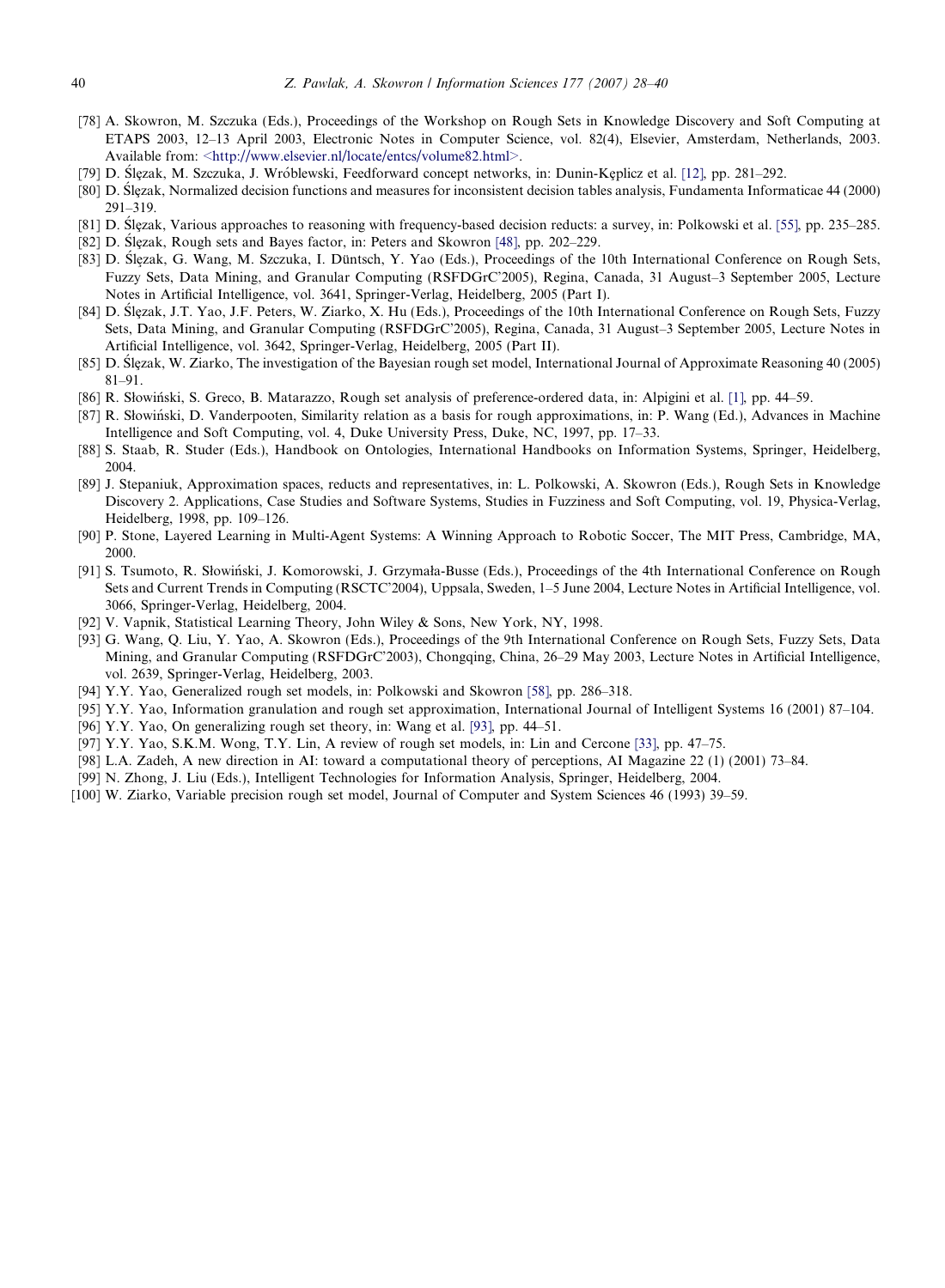[78] A. Skowron, M. Szczuka (Eds.), Proceedings of the Workshop on Rough Sets in Knowledge Discovery and Soft Computing at ETAPS 2003, 12–13 April 2003, Electronic Notes in Computer Science, vol. 82(4), Elsevier, Amsterdam, Netherlands, 2003. Available from: <http://www.elsevier.nl/locate/entcs/volume82.html>.

[79] D. Ślęzak, M. Szczuka, J. Wróblewski, Feedforward concept networks, in: Dunin-Kęplicz et al. [12], pp. 281–292.

[80] D. Ślęzak, Normalized decision functions and measures for inconsistent decision tables analysis, Fundamenta Informaticae 44 (2000) 291–319.

[81] D. Ślęzak, Various approaches to reasoning with frequency-based decision reducts: a survey, in: Polkowski et al. [55], pp. 235–285.

[82] D. Ślęzak, Rough sets and Bayes factor, in: Peters and Skowron [48], pp. 202–229.

[83] D. Ślęzak, G. Wang, M. Szczuka, I. Düntsch, Y. Yao (Eds.), Proceedings of the 10th International Conference on Rough Sets, Fuzzy Sets, Data Mining, and Granular Computing (RSFDGrC'2005), Regina, Canada, 31 August–3 September 2005, Lecture Notes in Artificial Intelligence, vol. 3641, Springer-Verlag, Heidelberg, 2005 (Part I).

[84] D. Ślęzak, J.T. Yao, J.F. Peters, W. Ziarko, X. Hu (Eds.), Proceedings of the 10th International Conference on Rough Sets, Fuzzy Sets, Data Mining, and Granular Computing (RSFDGrC'2005), Regina, Canada, 31 August–3 September 2005, Lecture Notes in Artificial Intelligence, vol. 3642, Springer-Verlag, Heidelberg, 2005 (Part II).

[85] D. Ślęzak, W. Ziarko, The investigation of the Bayesian rough set model, International Journal of Approximate Reasoning 40 (2005) 81–91.

[86] R. Słowiński, S. Greco, B. Matarazzo, Rough set analysis of preference-ordered data, in: Alpigini et al. [1], pp. 44–59.

[87] R. Słowiński, D. Vanderpooten, Similarity relation as a basis for rough approximations, in: P. Wang (Ed.), Advances in Machine Intelligence and Soft Computing, vol. 4, Duke University Press, Duke, NC, 1997, pp. 17–33.

[88] S. Staab, R. Studer (Eds.), Handbook on Ontologies, International Handbooks on Information Systems, Springer, Heidelberg, 2004.

[89] J. Stepaniuk, Approximation spaces, reducts and representatives, in: L. Polkowski, A. Skowron (Eds.), Rough Sets in Knowledge Discovery 2. Applications, Case Studies and Software Systems, Studies in Fuzziness and Soft Computing, vol. 19, Physica-Verlag, Heidelberg, 1998, pp. 109–126.

[90] P. Stone, Layered Learning in Multi-Agent Systems: A Winning Approach to Robotic Soccer, The MIT Press, Cambridge, MA, 2000.

[91] S. Tsumoto, R. Słowiński, J. Komorowski, J. Grzymała-Busse (Eds.), Proceedings of the 4th International Conference on Rough Sets and Current Trends in Computing (RSCTC'2004), Uppsala, Sweden, 1–5 June 2004, Lecture Notes in Artificial Intelligence, vol. 3066, Springer-Verlag, Heidelberg, 2004.

[92] V. Vapnik, Statistical Learning Theory, John Wiley & Sons, New York, NY, 1998.

[93] G. Wang, Q. Liu, Y. Yao, A. Skowron (Eds.), Proceedings of the 9th International Conference on Rough Sets, Fuzzy Sets, Data Mining, and Granular Computing (RSFDGrC'2003), Chongqing, China, 26–29 May 2003, Lecture Notes in Artificial Intelligence, vol. 2639, Springer-Verlag, Heidelberg, 2003.

[94] Y.Y. Yao, Generalized rough set models, in: Polkowski and Skowron [58], pp. 286–318.

[95] Y.Y. Yao, Information granulation and rough set approximation, International Journal of Intelligent Systems 16 (2001) 87–104.

[96] Y.Y. Yao, On generalizing rough set theory, in: Wang et al. [93], pp. 44–51.

[97] Y.Y. Yao, S.K.M. Wong, T.Y. Lin, A review of rough set models, in: Lin and Cercone [33], pp. 47–75.

[98] L.A. Zadeh, A new direction in AI: toward a computational theory of perceptions, AI Magazine 22 (1) (2001) 73–84.

[99] N. Zhong, J. Liu (Eds.), Intelligent Technologies for Information Analysis, Springer, Heidelberg, 2004.

[100] W. Ziarko, Variable precision rough set model, Journal of Computer and System Sciences 46 (1993) 39–59.